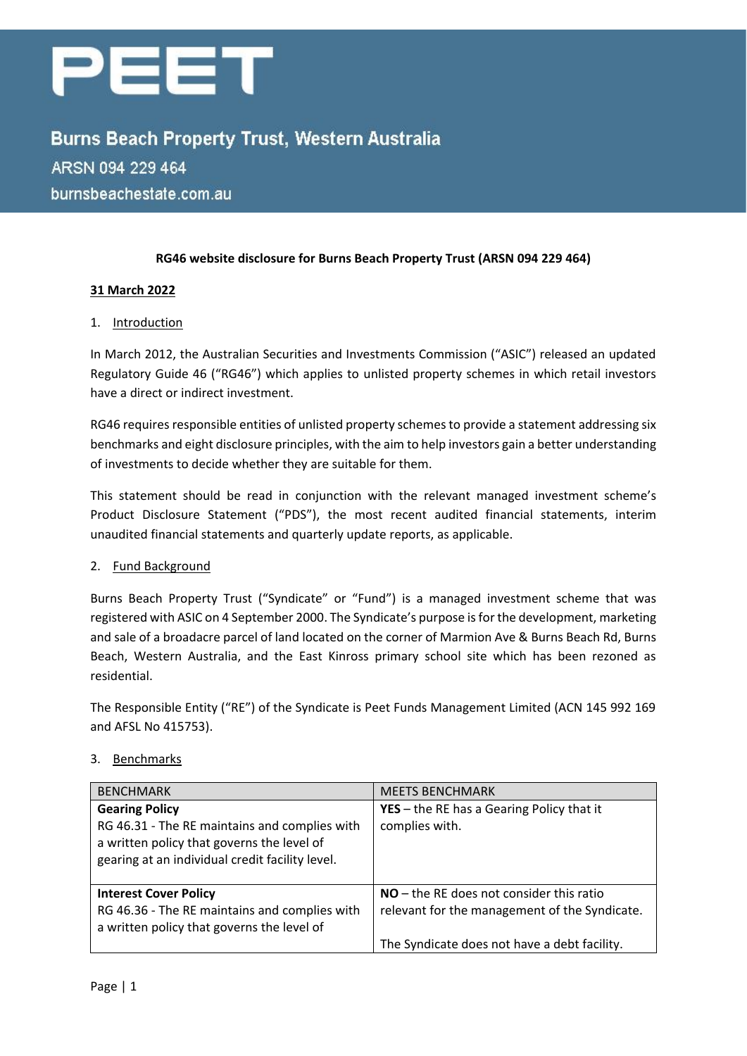# PEET

## Burns Beach Property Trust, Western Australia

ARSN 094 229 464

burnsbeachestate.com.au

**RG46 website disclosure for Burns Beach Property Trust (ARSN 094 229 464)**

**31 March 2022**

1. Introduction

In March 2012, the Australian Securities and Investments Commission ("ASIC") released an updated Regulatory Guide 46 ("RG46") which applies to unlisted property schemes in which retail investors have a direct or indirect investment.

RG46 requires responsible entities of unlisted property schemes to provide a statement addressing six benchmarks and eight disclosure principles, with the aim to help investors gain a better understanding of investments to decide whether they are suitable for them.

This statement should be read in conjunction with the relevant managed investment scheme's Product Disclosure Statement ("PDS"), the most recent audited financial statements, interim unaudited financial statements and quarterly update reports, as applicable.

2. Fund Background

Burns Beach Property Trust ("Syndicate" or "Fund") is a managed investment scheme that was registered with ASIC on 4 September 2000. The Syndicate's purpose is for the development, marketing and sale of a broadacre parcel of land located on the corner of Marmion Ave & Burns Beach Rd, Burns Beach, Western Australia, and the East Kinross primary school site which has been rezoned as residential.

The Responsible Entity ("RE") of the Syndicate is Peet Funds Management Limited (ACN 145 992 169 and AFSL No 415753).

3. Benchmarks

| BENCHMARK | MEETS BENCHMARK |
|---|---|
| **Gearing Policy**<br>RG 46.31 - The RE maintains and complies with a written policy that governs the level of gearing at an individual credit facility level. | **YES** – the RE has a Gearing Policy that it complies with. |
| **Interest Cover Policy**<br>RG 46.36 - The RE maintains and complies with a written policy that governs the level of | **NO** – the RE does not consider this ratio relevant for the management of the Syndicate.<br><br>The Syndicate does not have a debt facility. |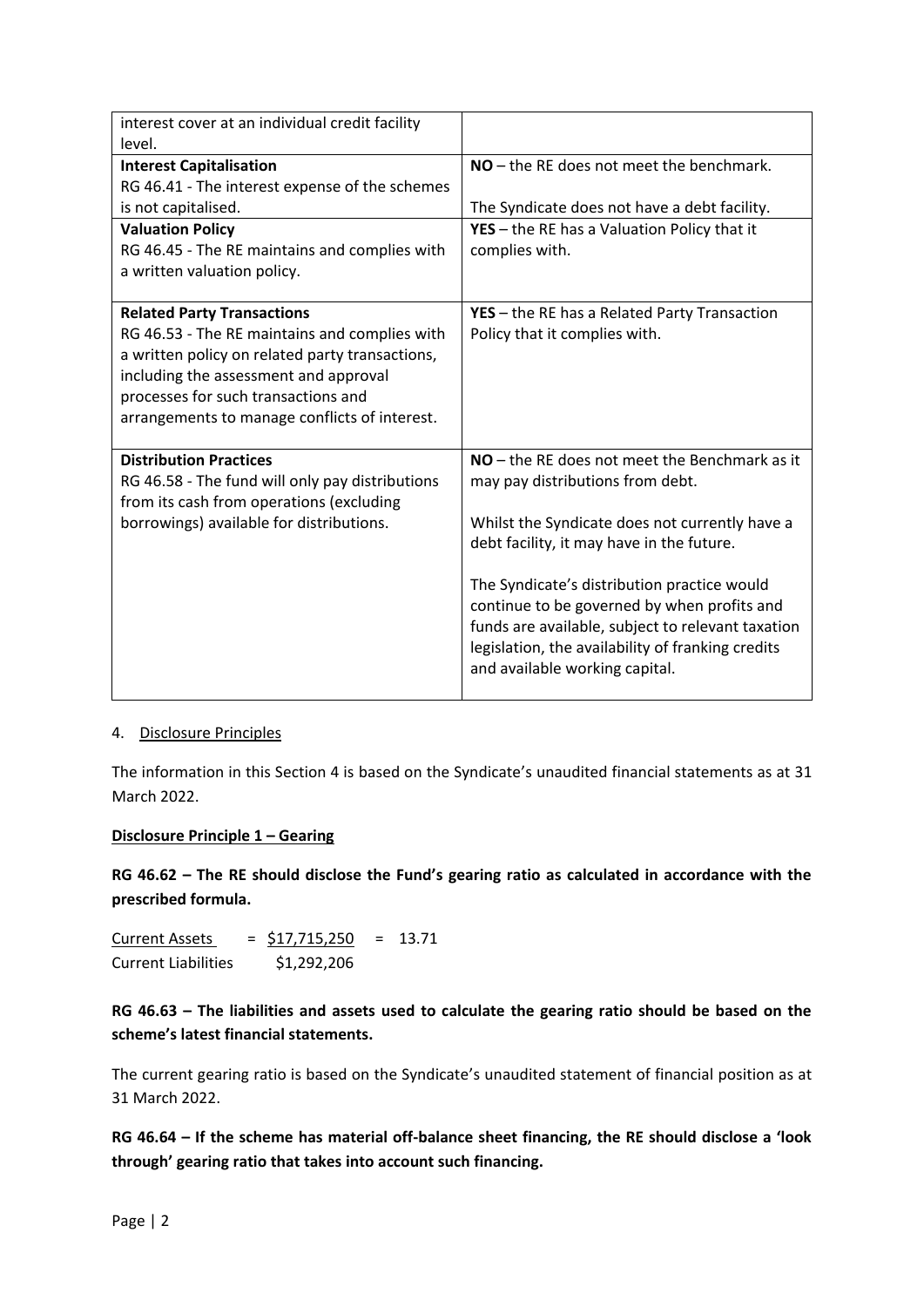| | |
|---|---|
| interest cover at an individual credit facility level. | |
| **Interest Capitalisation**<br>RG 46.41 - The interest expense of the schemes is not capitalised. | **NO** – the RE does not meet the benchmark.<br><br>The Syndicate does not have a debt facility. |
| **Valuation Policy**<br>RG 46.45 - The RE maintains and complies with a written valuation policy. | **YES** – the RE has a Valuation Policy that it complies with. |
| **Related Party Transactions**<br>RG 46.53 - The RE maintains and complies with a written policy on related party transactions, including the assessment and approval processes for such transactions and arrangements to manage conflicts of interest. | **YES** – the RE has a Related Party Transaction Policy that it complies with. |
| **Distribution Practices**<br>RG 46.58 - The fund will only pay distributions from its cash from operations (excluding borrowings) available for distributions. | **NO** – the RE does not meet the Benchmark as it may pay distributions from debt.<br><br>Whilst the Syndicate does not currently have a debt facility, it may have in the future.<br><br>The Syndicate's distribution practice would continue to be governed by when profits and funds are available, subject to relevant taxation legislation, the availability of franking credits and available working capital. |

4. Disclosure Principles

The information in this Section 4 is based on the Syndicate's unaudited financial statements as at 31 March 2022.

**Disclosure Principle 1 – Gearing**

**RG 46.62 – The RE should disclose the Fund's gearing ratio as calculated in accordance with the prescribed formula.**

$$\frac{\text{Current Assets}}{\text{Current Liabilities}} = \frac{\$17{,}715{,}250}{\$1{,}292{,}206} = 13.71$$

**RG 46.63 – The liabilities and assets used to calculate the gearing ratio should be based on the scheme's latest financial statements.**

The current gearing ratio is based on the Syndicate's unaudited statement of financial position as at 31 March 2022.

**RG 46.64 – If the scheme has material off-balance sheet financing, the RE should disclose a 'look through' gearing ratio that takes into account such financing.**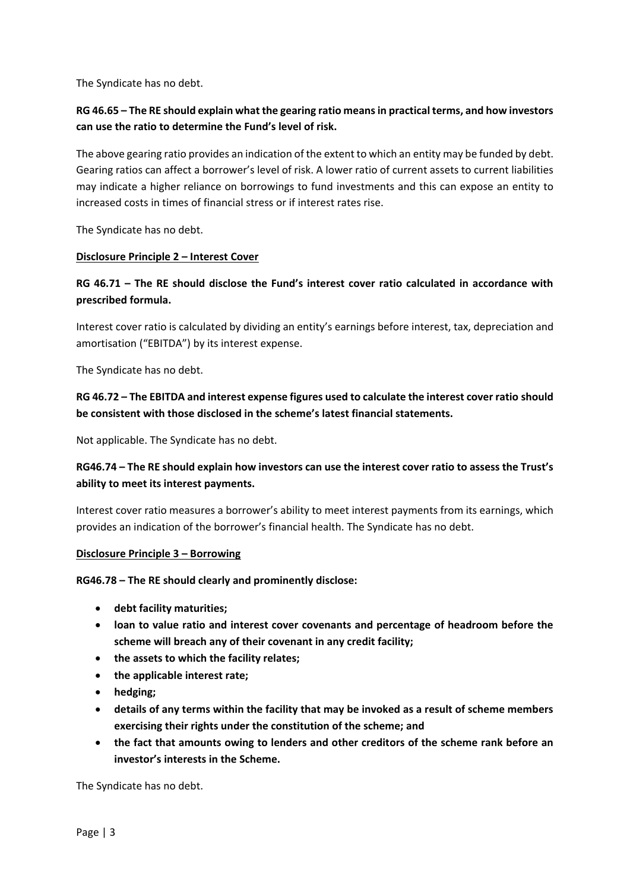The Syndicate has no debt.

**RG 46.65 – The RE should explain what the gearing ratio means in practical terms, and how investors can use the ratio to determine the Fund's level of risk.**

The above gearing ratio provides an indication of the extent to which an entity may be funded by debt. Gearing ratios can affect a borrower's level of risk. A lower ratio of current assets to current liabilities may indicate a higher reliance on borrowings to fund investments and this can expose an entity to increased costs in times of financial stress or if interest rates rise.

The Syndicate has no debt.

**Disclosure Principle 2 – Interest Cover**

**RG 46.71 – The RE should disclose the Fund's interest cover ratio calculated in accordance with prescribed formula.**

Interest cover ratio is calculated by dividing an entity's earnings before interest, tax, depreciation and amortisation ("EBITDA") by its interest expense.

The Syndicate has no debt.

**RG 46.72 – The EBITDA and interest expense figures used to calculate the interest cover ratio should be consistent with those disclosed in the scheme's latest financial statements.**

Not applicable. The Syndicate has no debt.

**RG46.74 – The RE should explain how investors can use the interest cover ratio to assess the Trust's ability to meet its interest payments.**

Interest cover ratio measures a borrower's ability to meet interest payments from its earnings, which provides an indication of the borrower's financial health. The Syndicate has no debt.

**Disclosure Principle 3 – Borrowing**

**RG46.78 – The RE should clearly and prominently disclose:**

- **debt facility maturities;**
- **loan to value ratio and interest cover covenants and percentage of headroom before the scheme will breach any of their covenant in any credit facility;**
- **the assets to which the facility relates;**
- **the applicable interest rate;**
- **hedging;**
- **details of any terms within the facility that may be invoked as a result of scheme members exercising their rights under the constitution of the scheme; and**
- **the fact that amounts owing to lenders and other creditors of the scheme rank before an investor's interests in the Scheme.**

The Syndicate has no debt.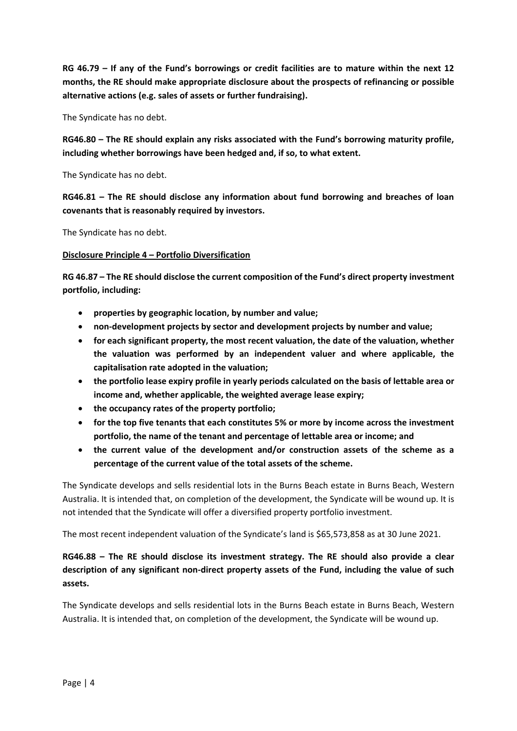**RG 46.79 – If any of the Fund's borrowings or credit facilities are to mature within the next 12 months, the RE should make appropriate disclosure about the prospects of refinancing or possible alternative actions (e.g. sales of assets or further fundraising).**

The Syndicate has no debt.

**RG46.80 – The RE should explain any risks associated with the Fund's borrowing maturity profile, including whether borrowings have been hedged and, if so, to what extent.**

The Syndicate has no debt.

**RG46.81 – The RE should disclose any information about fund borrowing and breaches of loan covenants that is reasonably required by investors.**

The Syndicate has no debt.

**Disclosure Principle 4 – Portfolio Diversification**

**RG 46.87 – The RE should disclose the current composition of the Fund's direct property investment portfolio, including:**

- **properties by geographic location, by number and value;**
- **non-development projects by sector and development projects by number and value;**
- **for each significant property, the most recent valuation, the date of the valuation, whether the valuation was performed by an independent valuer and where applicable, the capitalisation rate adopted in the valuation;**
- **the portfolio lease expiry profile in yearly periods calculated on the basis of lettable area or income and, whether applicable, the weighted average lease expiry;**
- **the occupancy rates of the property portfolio;**
- **for the top five tenants that each constitutes 5% or more by income across the investment portfolio, the name of the tenant and percentage of lettable area or income; and**
- **the current value of the development and/or construction assets of the scheme as a percentage of the current value of the total assets of the scheme.**

The Syndicate develops and sells residential lots in the Burns Beach estate in Burns Beach, Western Australia. It is intended that, on completion of the development, the Syndicate will be wound up. It is not intended that the Syndicate will offer a diversified property portfolio investment.

The most recent independent valuation of the Syndicate's land is $65,573,858 as at 30 June 2021.

**RG46.88 – The RE should disclose its investment strategy. The RE should also provide a clear description of any significant non-direct property assets of the Fund, including the value of such assets.**

The Syndicate develops and sells residential lots in the Burns Beach estate in Burns Beach, Western Australia. It is intended that, on completion of the development, the Syndicate will be wound up.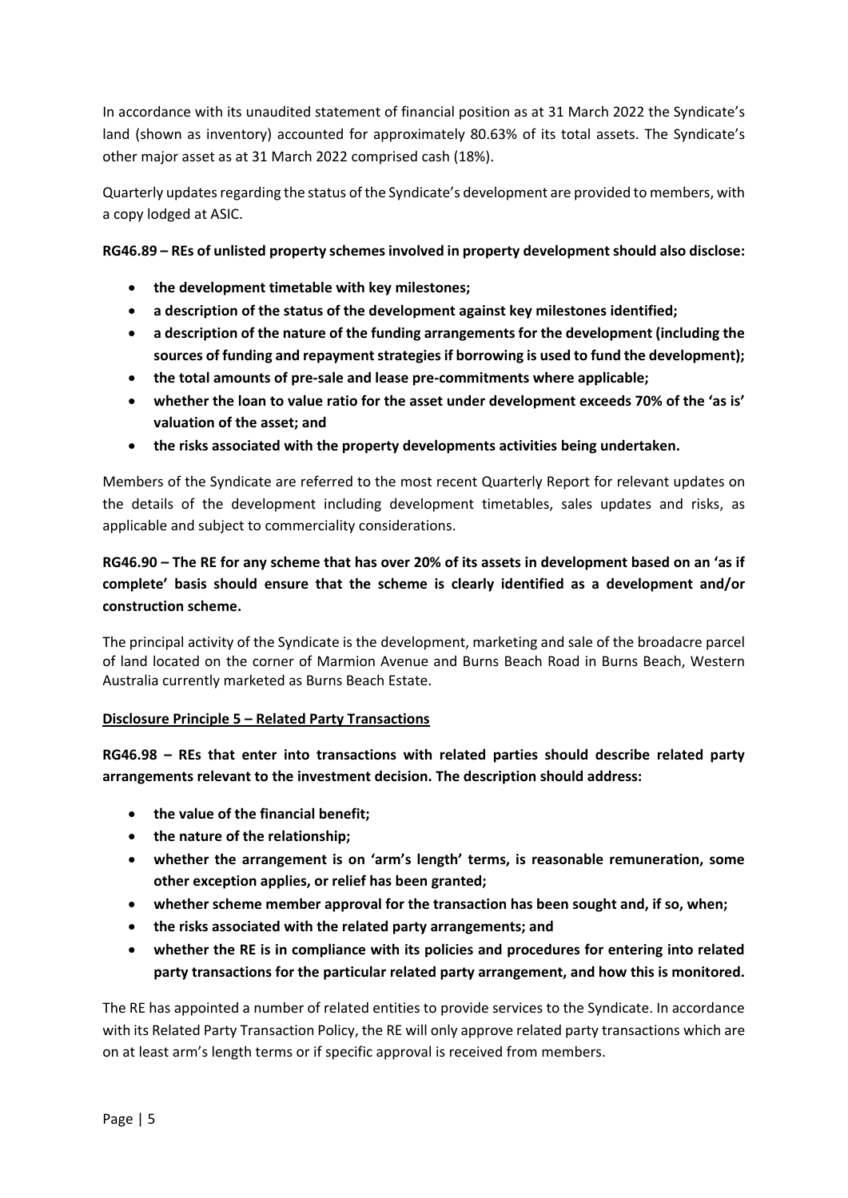In accordance with its unaudited statement of financial position as at 31 March 2022 the Syndicate's land (shown as inventory) accounted for approximately 80.63% of its total assets. The Syndicate's other major asset as at 31 March 2022 comprised cash (18%).

Quarterly updates regarding the status of the Syndicate's development are provided to members, with a copy lodged at ASIC.

**RG46.89 – REs of unlisted property schemes involved in property development should also disclose:**

- **the development timetable with key milestones;**
- **a description of the status of the development against key milestones identified;**
- **a description of the nature of the funding arrangements for the development (including the sources of funding and repayment strategies if borrowing is used to fund the development);**
- **the total amounts of pre-sale and lease pre-commitments where applicable;**
- **whether the loan to value ratio for the asset under development exceeds 70% of the 'as is' valuation of the asset; and**
- **the risks associated with the property developments activities being undertaken.**

Members of the Syndicate are referred to the most recent Quarterly Report for relevant updates on the details of the development including development timetables, sales updates and risks, as applicable and subject to commerciality considerations.

**RG46.90 – The RE for any scheme that has over 20% of its assets in development based on an 'as if complete' basis should ensure that the scheme is clearly identified as a development and/or construction scheme.**

The principal activity of the Syndicate is the development, marketing and sale of the broadacre parcel of land located on the corner of Marmion Avenue and Burns Beach Road in Burns Beach, Western Australia currently marketed as Burns Beach Estate.

**Disclosure Principle 5 – Related Party Transactions**

**RG46.98 – REs that enter into transactions with related parties should describe related party arrangements relevant to the investment decision. The description should address:**

- **the value of the financial benefit;**
- **the nature of the relationship;**
- **whether the arrangement is on 'arm's length' terms, is reasonable remuneration, some other exception applies, or relief has been granted;**
- **whether scheme member approval for the transaction has been sought and, if so, when;**
- **the risks associated with the related party arrangements; and**
- **whether the RE is in compliance with its policies and procedures for entering into related party transactions for the particular related party arrangement, and how this is monitored.**

The RE has appointed a number of related entities to provide services to the Syndicate. In accordance with its Related Party Transaction Policy, the RE will only approve related party transactions which are on at least arm's length terms or if specific approval is received from members.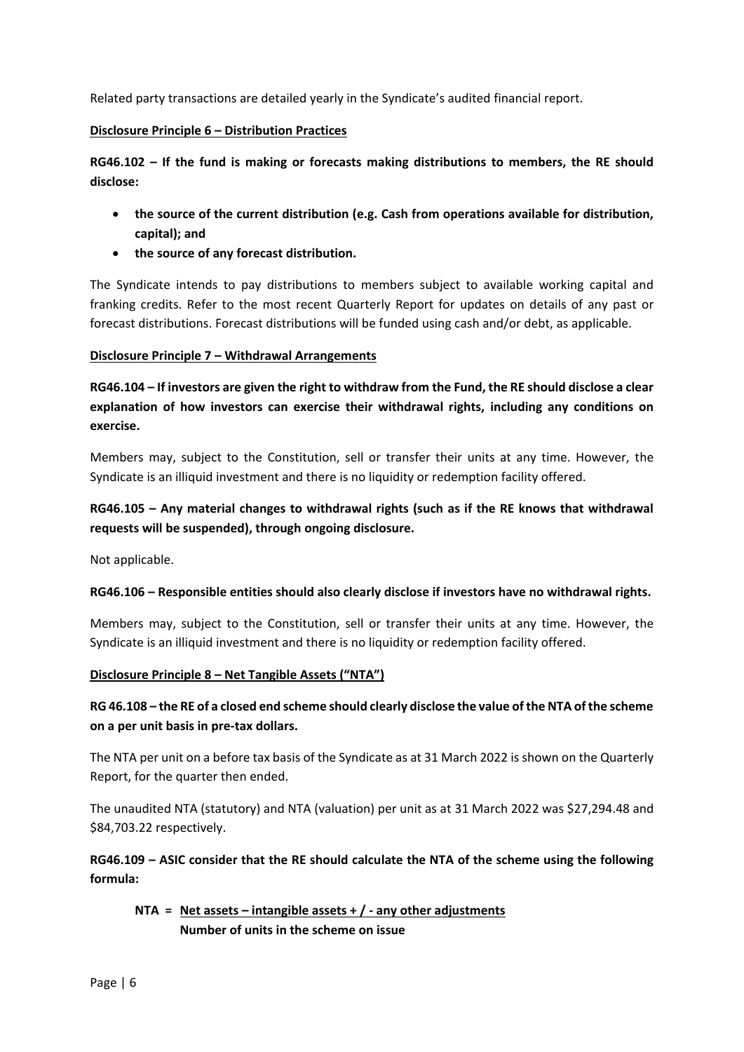Related party transactions are detailed yearly in the Syndicate's audited financial report.

**Disclosure Principle 6 – Distribution Practices**

**RG46.102 – If the fund is making or forecasts making distributions to members, the RE should disclose:**

- **the source of the current distribution (e.g. Cash from operations available for distribution, capital); and**
- **the source of any forecast distribution.**

The Syndicate intends to pay distributions to members subject to available working capital and franking credits. Refer to the most recent Quarterly Report for updates on details of any past or forecast distributions. Forecast distributions will be funded using cash and/or debt, as applicable.

**Disclosure Principle 7 – Withdrawal Arrangements**

**RG46.104 – If investors are given the right to withdraw from the Fund, the RE should disclose a clear explanation of how investors can exercise their withdrawal rights, including any conditions on exercise.**

Members may, subject to the Constitution, sell or transfer their units at any time. However, the Syndicate is an illiquid investment and there is no liquidity or redemption facility offered.

**RG46.105 – Any material changes to withdrawal rights (such as if the RE knows that withdrawal requests will be suspended), through ongoing disclosure.**

Not applicable.

**RG46.106 – Responsible entities should also clearly disclose if investors have no withdrawal rights.**

Members may, subject to the Constitution, sell or transfer their units at any time. However, the Syndicate is an illiquid investment and there is no liquidity or redemption facility offered.

**Disclosure Principle 8 – Net Tangible Assets ("NTA")**

**RG 46.108 – the RE of a closed end scheme should clearly disclose the value of the NTA of the scheme on a per unit basis in pre-tax dollars.**

The NTA per unit on a before tax basis of the Syndicate as at 31 March 2022 is shown on the Quarterly Report, for the quarter then ended.

The unaudited NTA (statutory) and NTA (valuation) per unit as at 31 March 2022 was $27,294.48 and $84,703.22 respectively.

**RG46.109 – ASIC consider that the RE should calculate the NTA of the scheme using the following formula:**

$$\text{NTA} = \frac{\text{Net assets} - \text{intangible assets} +/- \text{any other adjustments}}{\text{Number of units in the scheme on issue}}$$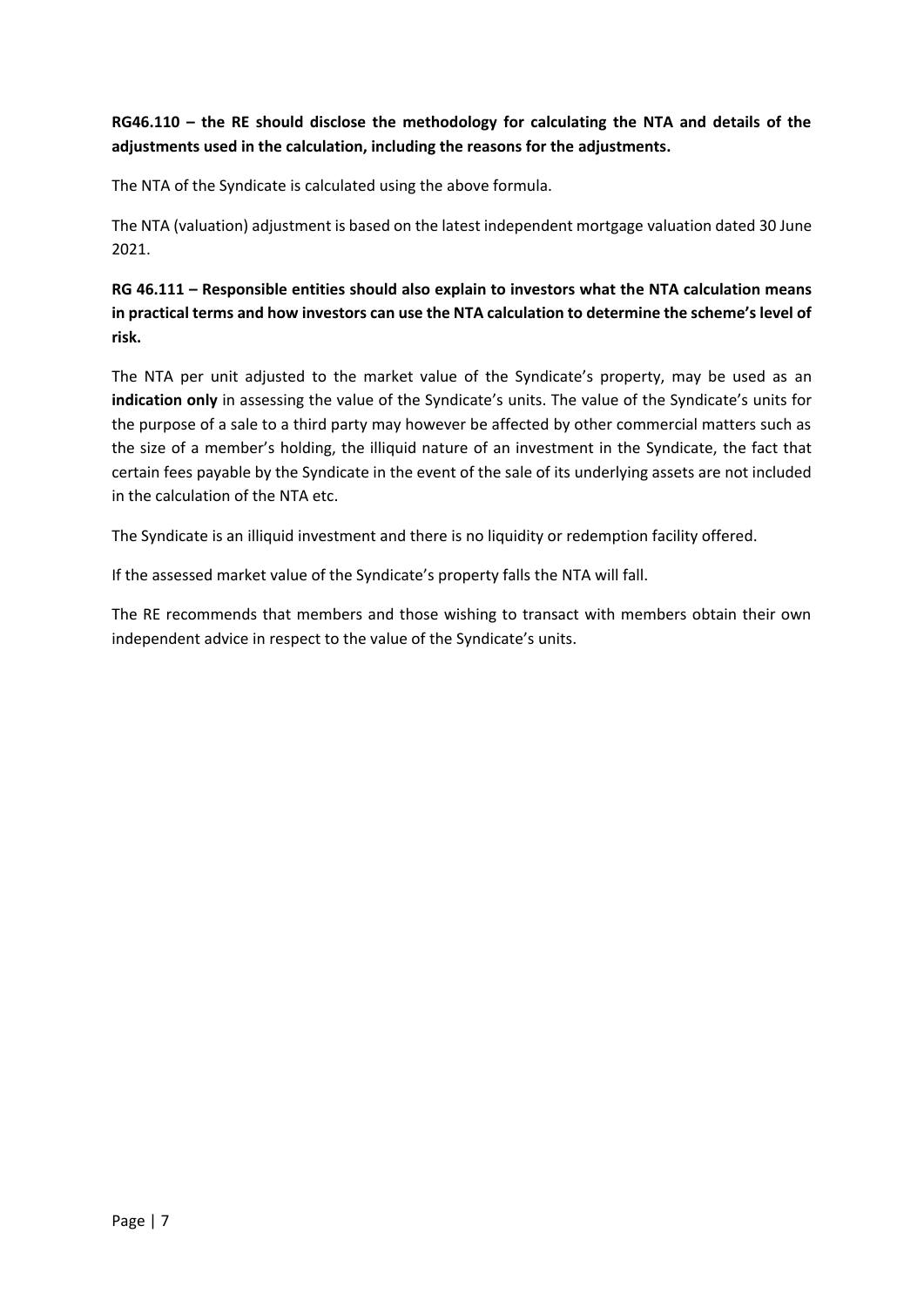**RG46.110 – the RE should disclose the methodology for calculating the NTA and details of the adjustments used in the calculation, including the reasons for the adjustments.**

The NTA of the Syndicate is calculated using the above formula.

The NTA (valuation) adjustment is based on the latest independent mortgage valuation dated 30 June 2021.

**RG 46.111 – Responsible entities should also explain to investors what the NTA calculation means in practical terms and how investors can use the NTA calculation to determine the scheme's level of risk.**

The NTA per unit adjusted to the market value of the Syndicate's property, may be used as an **indication only** in assessing the value of the Syndicate's units. The value of the Syndicate's units for the purpose of a sale to a third party may however be affected by other commercial matters such as the size of a member's holding, the illiquid nature of an investment in the Syndicate, the fact that certain fees payable by the Syndicate in the event of the sale of its underlying assets are not included in the calculation of the NTA etc.

The Syndicate is an illiquid investment and there is no liquidity or redemption facility offered.

If the assessed market value of the Syndicate's property falls the NTA will fall.

The RE recommends that members and those wishing to transact with members obtain their own independent advice in respect to the value of the Syndicate's units.